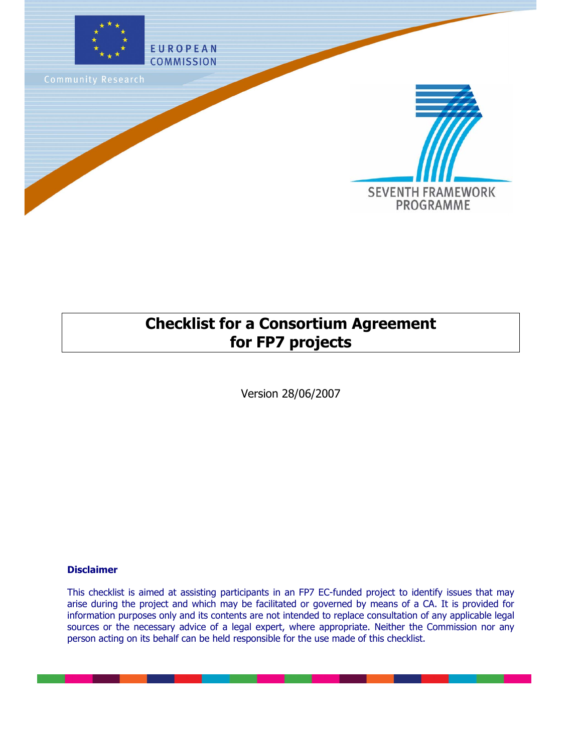EUROPEAN COMMISSION

Community Research

SEVENTH FRAMEWORK PROGRAMME

# Checklist for a Consortium Agreement for FP7 projects

Version 28/06/2007

**Disclaimer**

This checklist is aimed at assisting participants in an FP7 EC-funded project to identify issues that may arise during the project and which may be facilitated or governed by means of a CA. It is provided for information purposes only and its contents are not intended to replace consultation of any applicable legal sources or the necessary advice of a legal expert, where appropriate. Neither the Commission nor any person acting on its behalf can be held responsible for the use made of this checklist.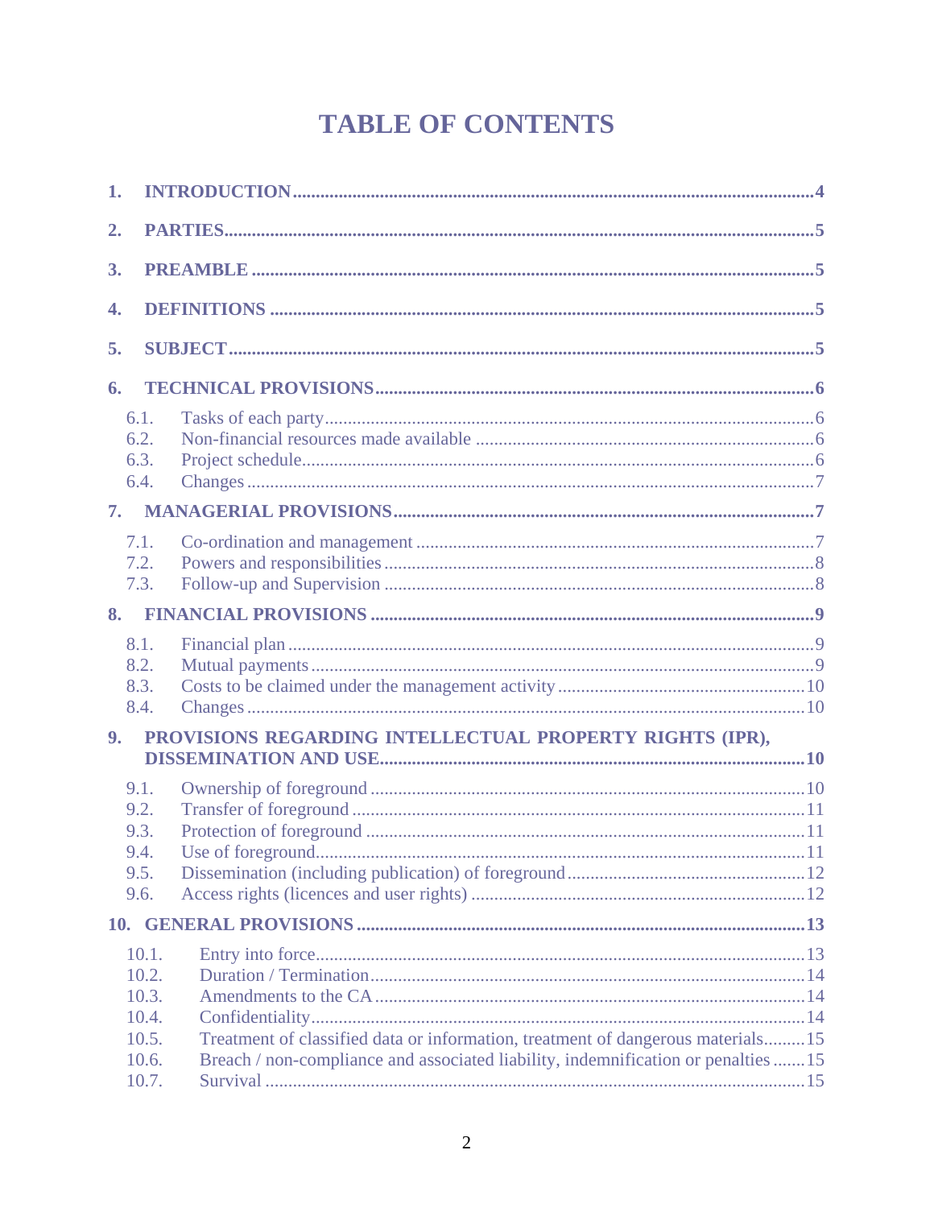# TABLE OF CONTENTS

1. **INTRODUCTION** ............................................................ 4
2. **PARTIES** ............................................................ 5
3. **PREAMBLE** ............................................................ 5
4. **DEFINITIONS** ............................................................ 5
5. **SUBJECT** ............................................................ 5
6. **TECHNICAL PROVISIONS** ............................................................ 6
   - 6.1. Tasks of each party ............................................................ 6
   - 6.2. Non-financial resources made available ............................................................ 6
   - 6.3. Project schedule ............................................................ 6
   - 6.4. Changes ............................................................ 7
7. **MANAGERIAL PROVISIONS** ............................................................ 7
   - 7.1. Co-ordination and management ............................................................ 7
   - 7.2. Powers and responsibilities ............................................................ 8
   - 7.3. Follow-up and Supervision ............................................................ 8
8. **FINANCIAL PROVISIONS** ............................................................ 9
   - 8.1. Financial plan ............................................................ 9
   - 8.2. Mutual payments ............................................................ 9
   - 8.3. Costs to be claimed under the management activity ............................................................ 10
   - 8.4. Changes ............................................................ 10
9. **PROVISIONS REGARDING INTELLECTUAL PROPERTY RIGHTS (IPR), DISSEMINATION AND USE** ............................................................ 10
   - 9.1. Ownership of foreground ............................................................ 10
   - 9.2. Transfer of foreground ............................................................ 11
   - 9.3. Protection of foreground ............................................................ 11
   - 9.4. Use of foreground ............................................................ 11
   - 9.5. Dissemination (including publication) of foreground ............................................................ 12
   - 9.6. Access rights (licences and user rights) ............................................................ 12
10. **GENERAL PROVISIONS** ............................................................ 13
    - 10.1. Entry into force ............................................................ 13
    - 10.2. Duration / Termination ............................................................ 14
    - 10.3. Amendments to the CA ............................................................ 14
    - 10.4. Confidentiality ............................................................ 14
    - 10.5. Treatment of classified data or information, treatment of dangerous materials ............................................................ 15
    - 10.6. Breach / non-compliance and associated liability, indemnification or penalties ............................................................ 15
    - 10.7. Survival ............................................................ 15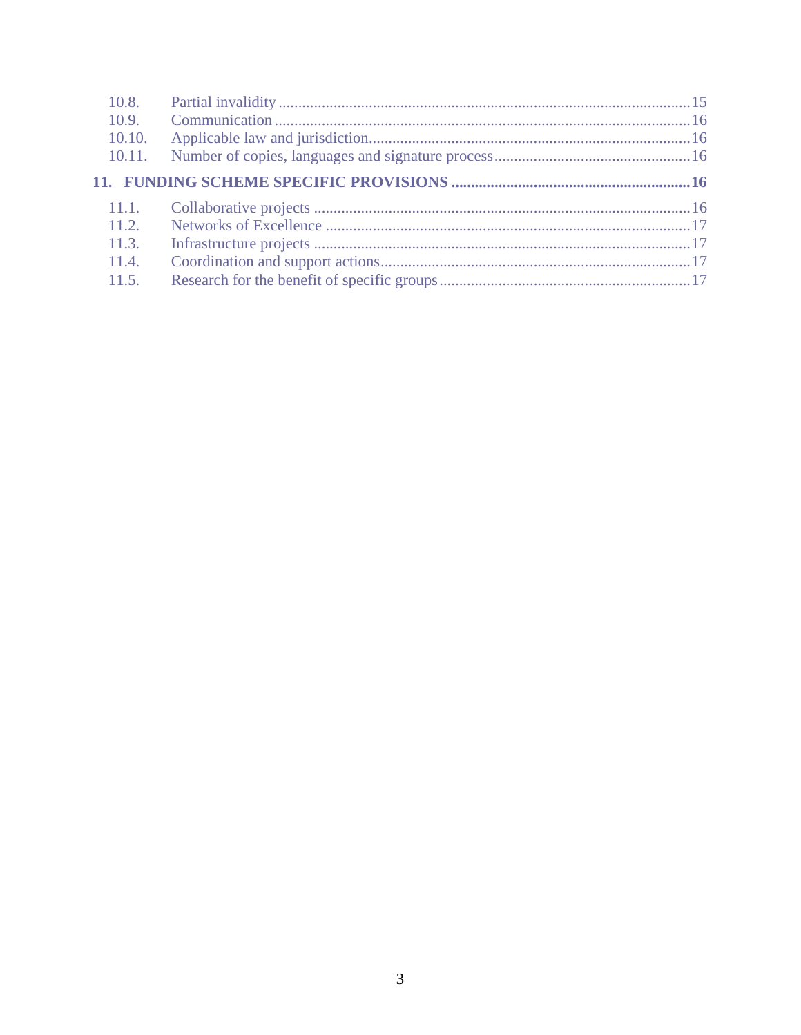10.8. Partial invalidity ......................................................................................................15
10.9. Communication .........................................................................................................16
10.10. Applicable law and jurisdiction..................................................................................16
10.11. Number of copies, languages and signature process.................................................16

**11. FUNDING SCHEME SPECIFIC PROVISIONS .............................................................16**

11.1. Collaborative projects ...............................................................................................16
11.2. Networks of Excellence ............................................................................................17
11.3. Infrastructure projects ...............................................................................................17
11.4. Coordination and support actions..............................................................................17
11.5. Research for the benefit of specific groups................................................................17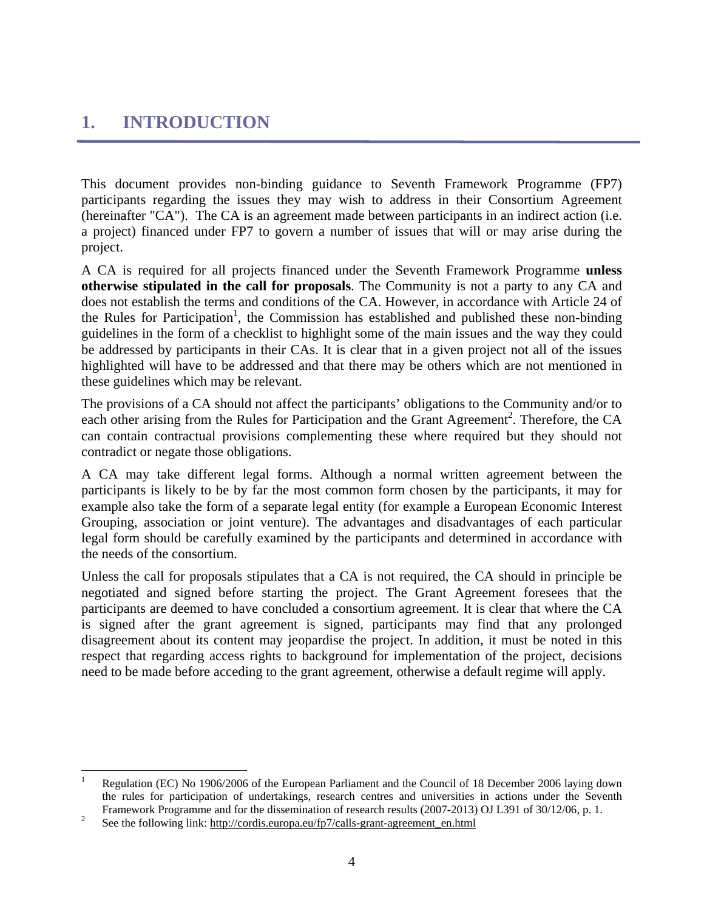# 1. INTRODUCTION

This document provides non-binding guidance to Seventh Framework Programme (FP7) participants regarding the issues they may wish to address in their Consortium Agreement (hereinafter "CA"). The CA is an agreement made between participants in an indirect action (i.e. a project) financed under FP7 to govern a number of issues that will or may arise during the project.

A CA is required for all projects financed under the Seventh Framework Programme **unless otherwise stipulated in the call for proposals**. The Community is not a party to any CA and does not establish the terms and conditions of the CA. However, in accordance with Article 24 of the Rules for Participation[1], the Commission has established and published these non-binding guidelines in the form of a checklist to highlight some of the main issues and the way they could be addressed by participants in their CAs. It is clear that in a given project not all of the issues highlighted will have to be addressed and that there may be others which are not mentioned in these guidelines which may be relevant.

The provisions of a CA should not affect the participants' obligations to the Community and/or to each other arising from the Rules for Participation and the Grant Agreement[2]. Therefore, the CA can contain contractual provisions complementing these where required but they should not contradict or negate those obligations.

A CA may take different legal forms. Although a normal written agreement between the participants is likely to be by far the most common form chosen by the participants, it may for example also take the form of a separate legal entity (for example a European Economic Interest Grouping, association or joint venture). The advantages and disadvantages of each particular legal form should be carefully examined by the participants and determined in accordance with the needs of the consortium.

Unless the call for proposals stipulates that a CA is not required, the CA should in principle be negotiated and signed before starting the project. The Grant Agreement foresees that the participants are deemed to have concluded a consortium agreement. It is clear that where the CA is signed after the grant agreement is signed, participants may find that any prolonged disagreement about its content may jeopardise the project. In addition, it must be noted in this respect that regarding access rights to background for implementation of the project, decisions need to be made before acceding to the grant agreement, otherwise a default regime will apply.

---

[1] Regulation (EC) No 1906/2006 of the European Parliament and the Council of 18 December 2006 laying down the rules for participation of undertakings, research centres and universities in actions under the Seventh Framework Programme and for the dissemination of research results (2007-2013) OJ L391 of 30/12/06, p. 1.

[2] See the following link: http://cordis.europa.eu/fp7/calls-grant-agreement_en.html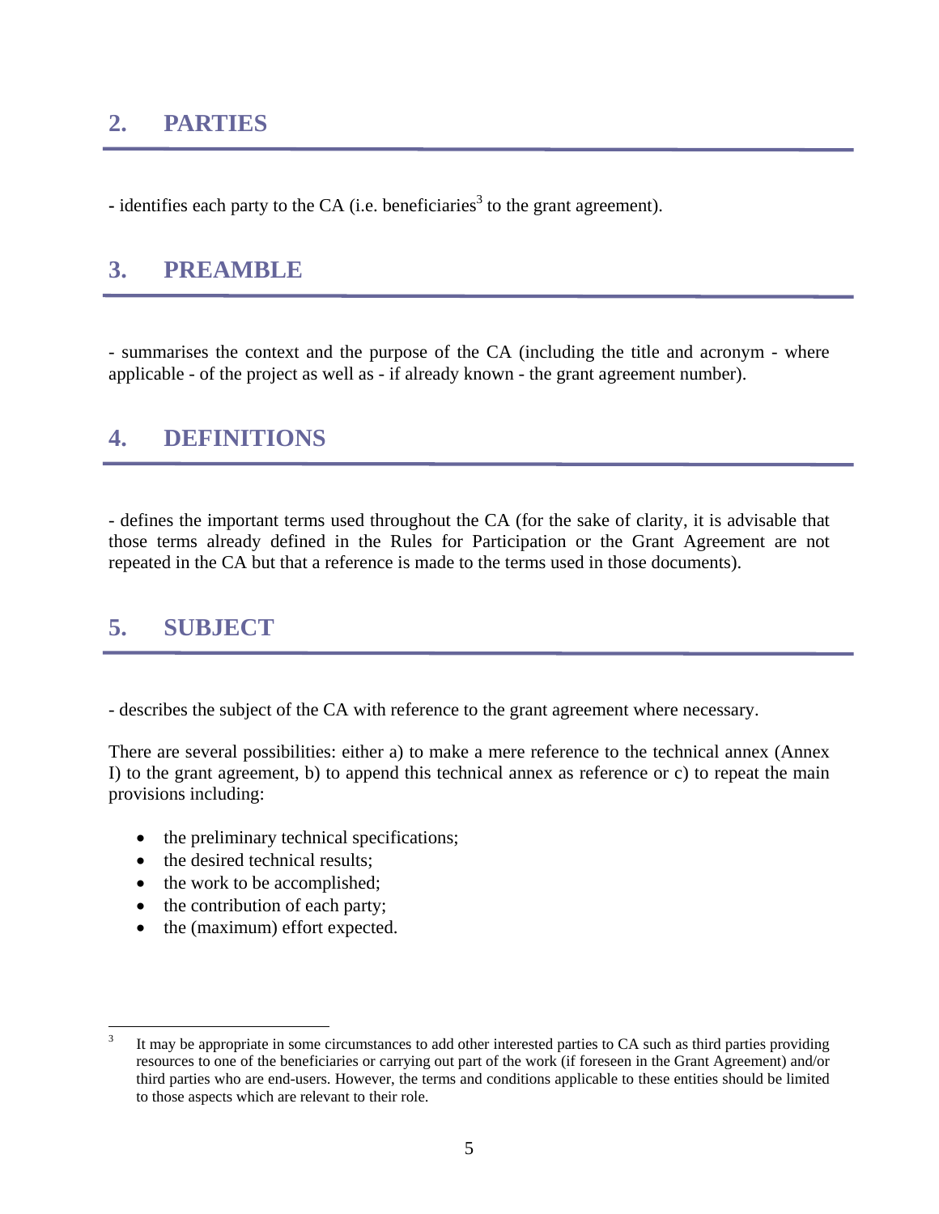## 2. PARTIES

- identifies each party to the CA (i.e. beneficiaries[3] to the grant agreement).

## 3. PREAMBLE

- summarises the context and the purpose of the CA (including the title and acronym - where applicable - of the project as well as - if already known - the grant agreement number).

## 4. DEFINITIONS

- defines the important terms used throughout the CA (for the sake of clarity, it is advisable that those terms already defined in the Rules for Participation or the Grant Agreement are not repeated in the CA but that a reference is made to the terms used in those documents).

## 5. SUBJECT

- describes the subject of the CA with reference to the grant agreement where necessary.

There are several possibilities: either a) to make a mere reference to the technical annex (Annex I) to the grant agreement, b) to append this technical annex as reference or c) to repeat the main provisions including:

- the preliminary technical specifications;
- the desired technical results;
- the work to be accomplished;
- the contribution of each party;
- the (maximum) effort expected.

---

[3] It may be appropriate in some circumstances to add other interested parties to CA such as third parties providing resources to one of the beneficiaries or carrying out part of the work (if foreseen in the Grant Agreement) and/or third parties who are end-users. However, the terms and conditions applicable to these entities should be limited to those aspects which are relevant to their role.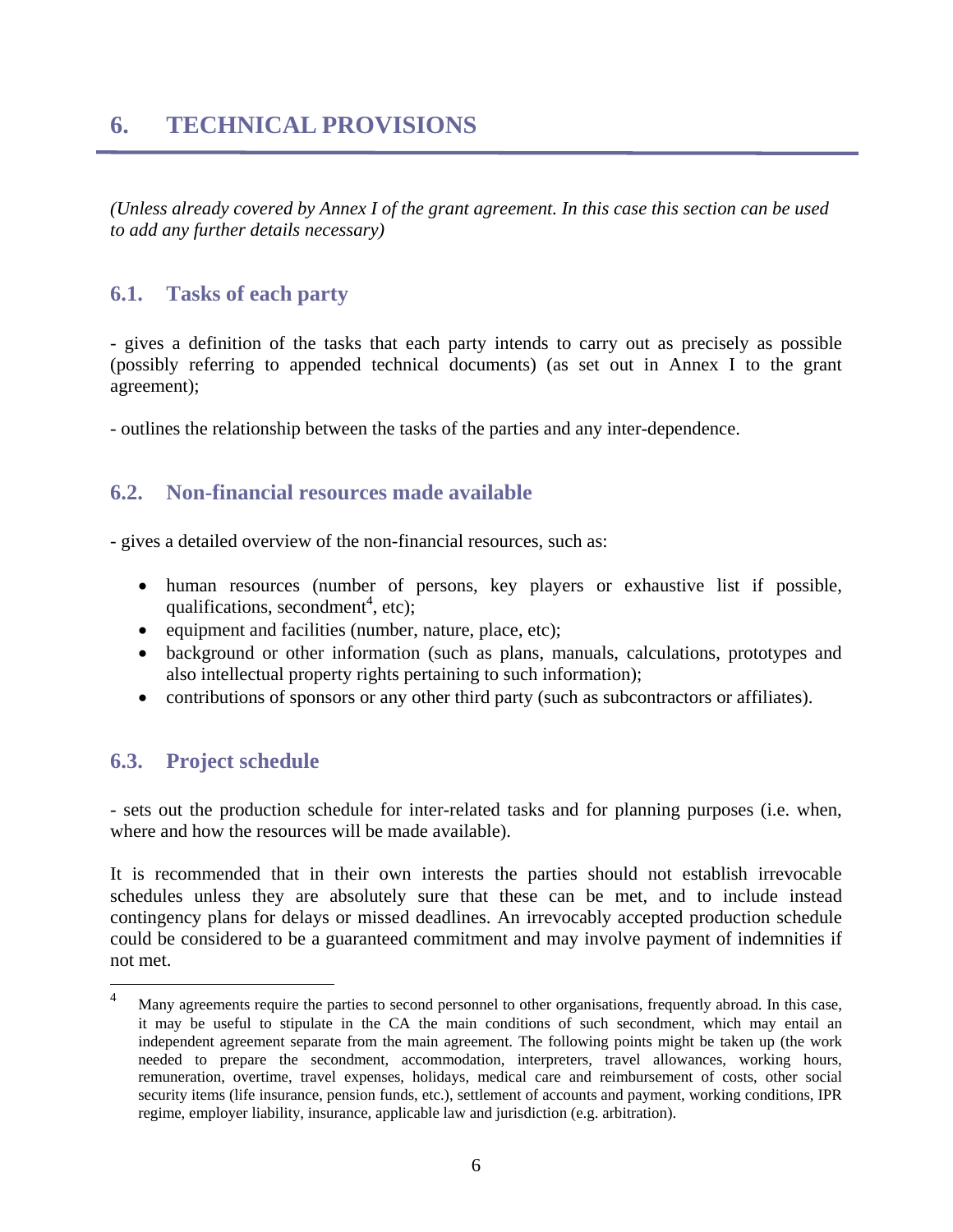# 6. TECHNICAL PROVISIONS

*(Unless already covered by Annex I of the grant agreement. In this case this section can be used to add any further details necessary)*

## 6.1. Tasks of each party

- gives a definition of the tasks that each party intends to carry out as precisely as possible (possibly referring to appended technical documents) (as set out in Annex I to the grant agreement);

- outlines the relationship between the tasks of the parties and any inter-dependence.

## 6.2. Non-financial resources made available

- gives a detailed overview of the non-financial resources, such as:

- human resources (number of persons, key players or exhaustive list if possible, qualifications, secondment[4], etc);
- equipment and facilities (number, nature, place, etc);
- background or other information (such as plans, manuals, calculations, prototypes and also intellectual property rights pertaining to such information);
- contributions of sponsors or any other third party (such as subcontractors or affiliates).

## 6.3. Project schedule

- sets out the production schedule for inter-related tasks and for planning purposes (i.e. when, where and how the resources will be made available).

It is recommended that in their own interests the parties should not establish irrevocable schedules unless they are absolutely sure that these can be met, and to include instead contingency plans for delays or missed deadlines. An irrevocably accepted production schedule could be considered to be a guaranteed commitment and may involve payment of indemnities if not met.

---

[4] Many agreements require the parties to second personnel to other organisations, frequently abroad. In this case, it may be useful to stipulate in the CA the main conditions of such secondment, which may entail an independent agreement separate from the main agreement. The following points might be taken up (the work needed to prepare the secondment, accommodation, interpreters, travel allowances, working hours, remuneration, overtime, travel expenses, holidays, medical care and reimbursement of costs, other social security items (life insurance, pension funds, etc.), settlement of accounts and payment, working conditions, IPR regime, employer liability, insurance, applicable law and jurisdiction (e.g. arbitration).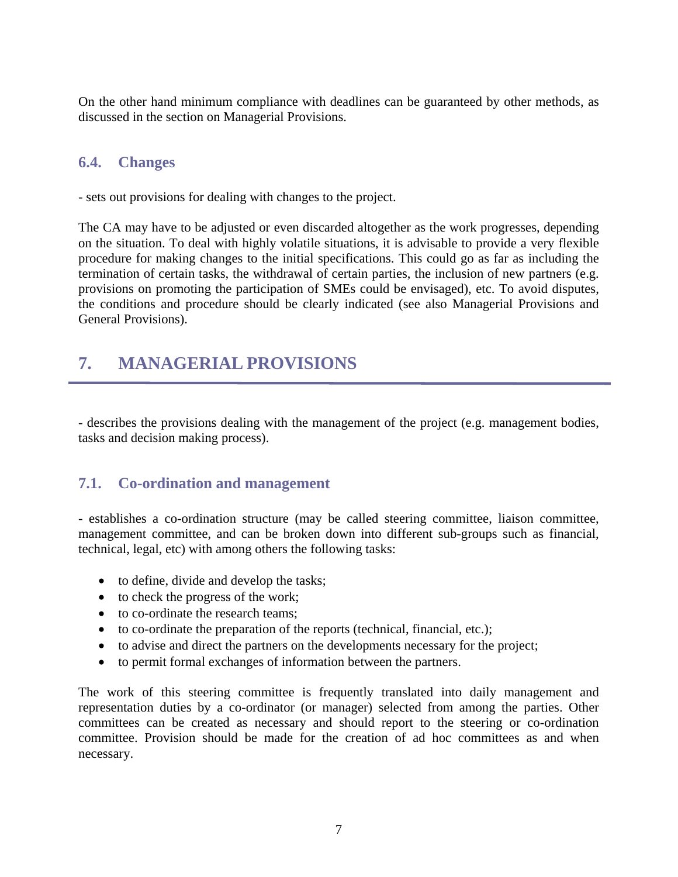On the other hand minimum compliance with deadlines can be guaranteed by other methods, as discussed in the section on Managerial Provisions.

### 6.4. Changes

- sets out provisions for dealing with changes to the project.

The CA may have to be adjusted or even discarded altogether as the work progresses, depending on the situation. To deal with highly volatile situations, it is advisable to provide a very flexible procedure for making changes to the initial specifications. This could go as far as including the termination of certain tasks, the withdrawal of certain parties, the inclusion of new partners (e.g. provisions on promoting the participation of SMEs could be envisaged), etc. To avoid disputes, the conditions and procedure should be clearly indicated (see also Managerial Provisions and General Provisions).

## 7. MANAGERIAL PROVISIONS

- describes the provisions dealing with the management of the project (e.g. management bodies, tasks and decision making process).

### 7.1. Co-ordination and management

- establishes a co-ordination structure (may be called steering committee, liaison committee, management committee, and can be broken down into different sub-groups such as financial, technical, legal, etc) with among others the following tasks:

- to define, divide and develop the tasks;
- to check the progress of the work;
- to co-ordinate the research teams;
- to co-ordinate the preparation of the reports (technical, financial, etc.);
- to advise and direct the partners on the developments necessary for the project;
- to permit formal exchanges of information between the partners.

The work of this steering committee is frequently translated into daily management and representation duties by a co-ordinator (or manager) selected from among the parties. Other committees can be created as necessary and should report to the steering or co-ordination committee. Provision should be made for the creation of ad hoc committees as and when necessary.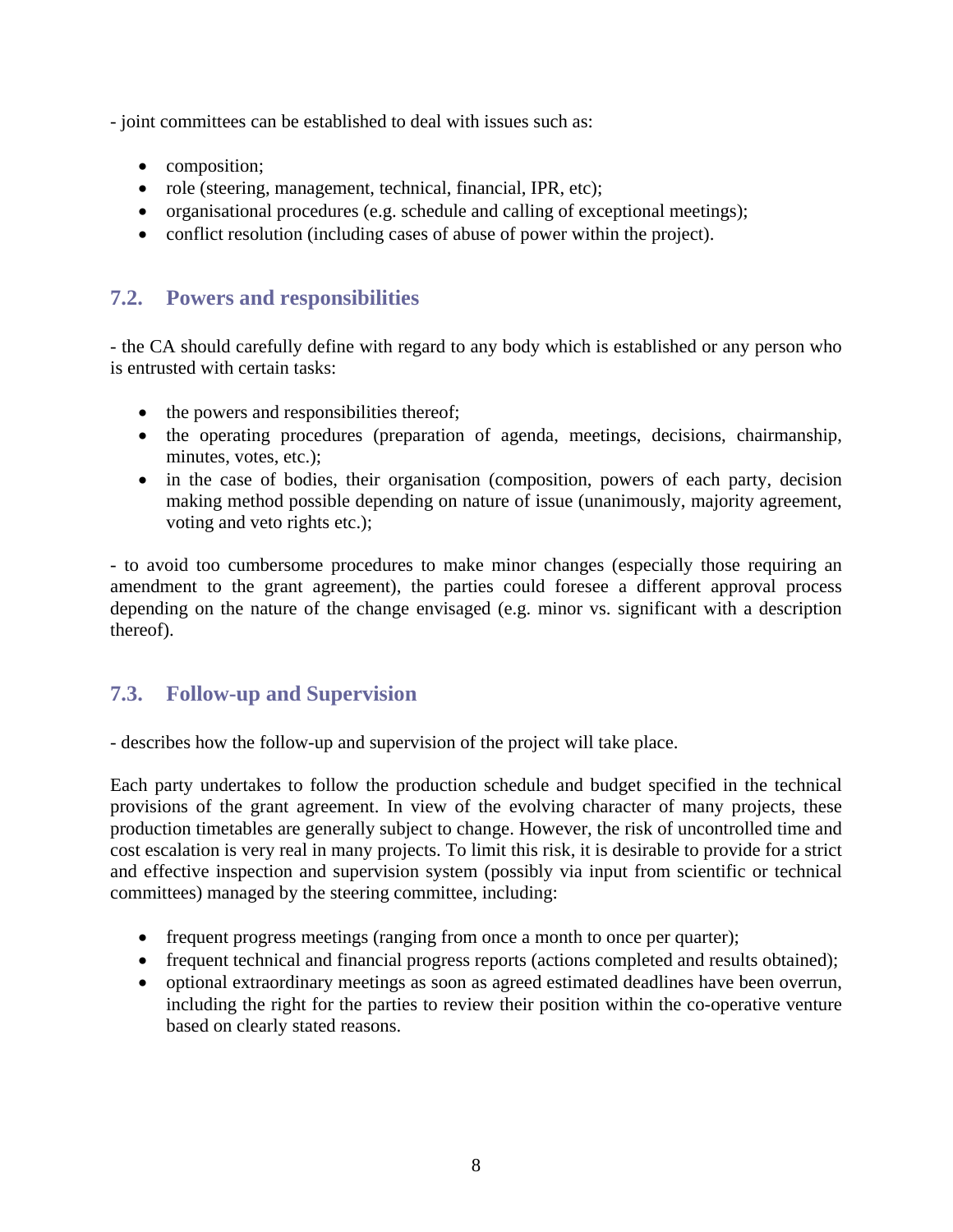- joint committees can be established to deal with issues such as:

- composition;
- role (steering, management, technical, financial, IPR, etc);
- organisational procedures (e.g. schedule and calling of exceptional meetings);
- conflict resolution (including cases of abuse of power within the project).

## 7.2. Powers and responsibilities

- the CA should carefully define with regard to any body which is established or any person who is entrusted with certain tasks:

- the powers and responsibilities thereof;
- the operating procedures (preparation of agenda, meetings, decisions, chairmanship, minutes, votes, etc.);
- in the case of bodies, their organisation (composition, powers of each party, decision making method possible depending on nature of issue (unanimously, majority agreement, voting and veto rights etc.);

- to avoid too cumbersome procedures to make minor changes (especially those requiring an amendment to the grant agreement), the parties could foresee a different approval process depending on the nature of the change envisaged (e.g. minor vs. significant with a description thereof).

## 7.3. Follow-up and Supervision

- describes how the follow-up and supervision of the project will take place.

Each party undertakes to follow the production schedule and budget specified in the technical provisions of the grant agreement. In view of the evolving character of many projects, these production timetables are generally subject to change. However, the risk of uncontrolled time and cost escalation is very real in many projects. To limit this risk, it is desirable to provide for a strict and effective inspection and supervision system (possibly via input from scientific or technical committees) managed by the steering committee, including:

- frequent progress meetings (ranging from once a month to once per quarter);
- frequent technical and financial progress reports (actions completed and results obtained);
- optional extraordinary meetings as soon as agreed estimated deadlines have been overrun, including the right for the parties to review their position within the co-operative venture based on clearly stated reasons.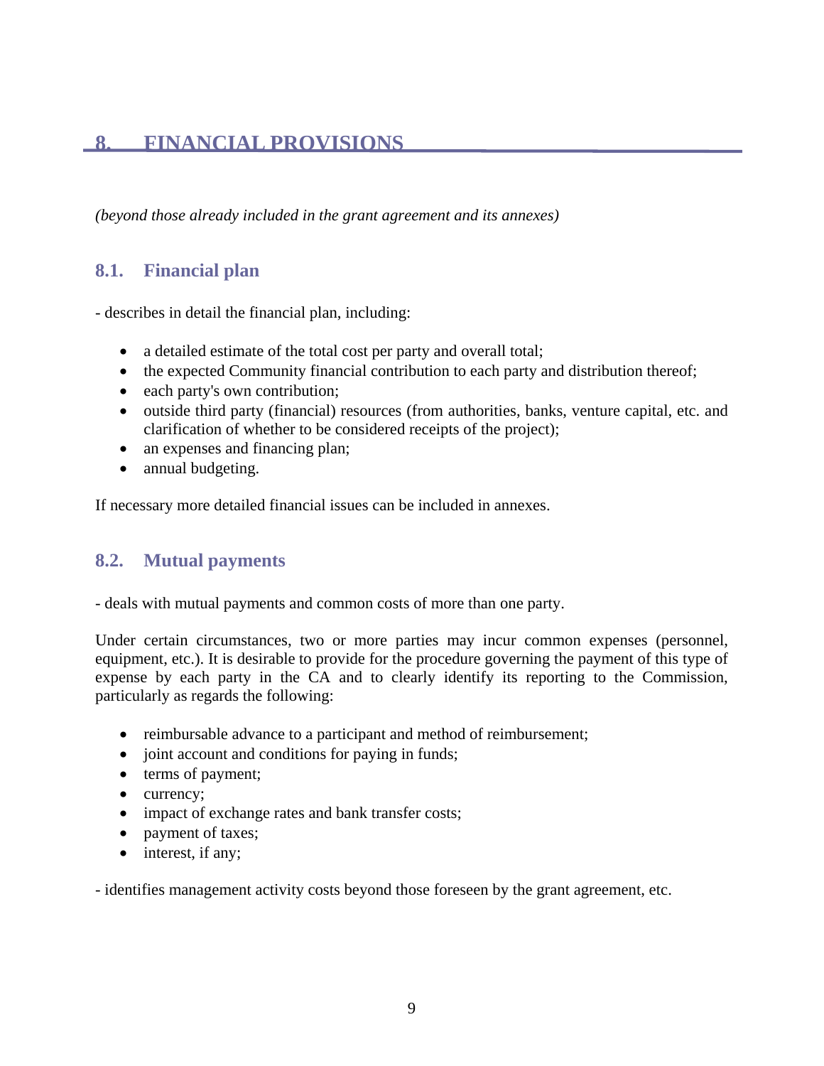# 8. FINANCIAL PROVISIONS

*(beyond those already included in the grant agreement and its annexes)*

## 8.1. Financial plan

- describes in detail the financial plan, including:

- a detailed estimate of the total cost per party and overall total;
- the expected Community financial contribution to each party and distribution thereof;
- each party's own contribution;
- outside third party (financial) resources (from authorities, banks, venture capital, etc. and clarification of whether to be considered receipts of the project);
- an expenses and financing plan;
- annual budgeting.

If necessary more detailed financial issues can be included in annexes.

## 8.2. Mutual payments

- deals with mutual payments and common costs of more than one party.

Under certain circumstances, two or more parties may incur common expenses (personnel, equipment, etc.). It is desirable to provide for the procedure governing the payment of this type of expense by each party in the CA and to clearly identify its reporting to the Commission, particularly as regards the following:

- reimbursable advance to a participant and method of reimbursement;
- joint account and conditions for paying in funds;
- terms of payment;
- currency;
- impact of exchange rates and bank transfer costs;
- payment of taxes;
- interest, if any;

- identifies management activity costs beyond those foreseen by the grant agreement, etc.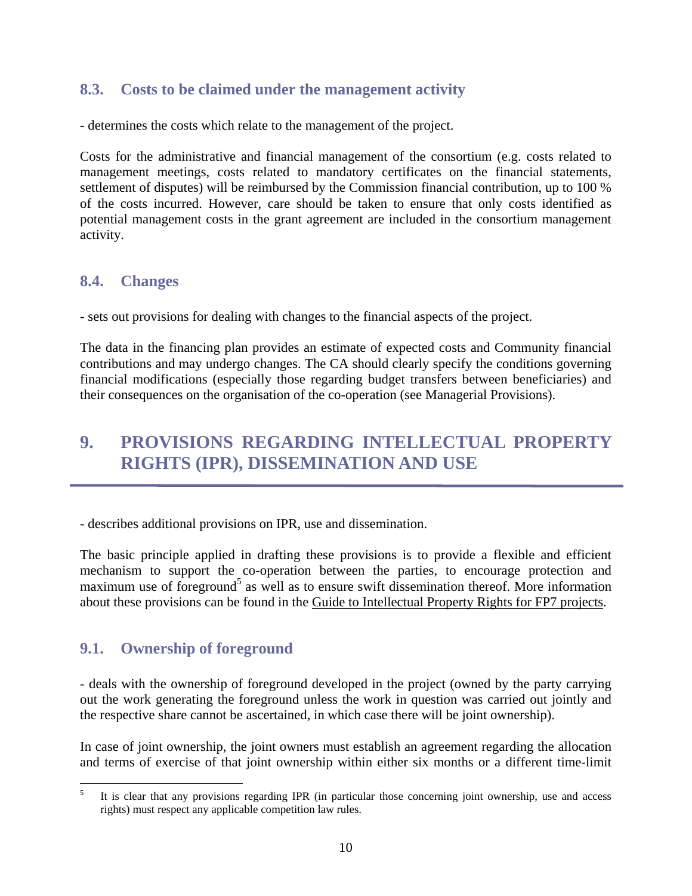## 8.3. Costs to be claimed under the management activity

- determines the costs which relate to the management of the project.

Costs for the administrative and financial management of the consortium (e.g. costs related to management meetings, costs related to mandatory certificates on the financial statements, settlement of disputes) will be reimbursed by the Commission financial contribution, up to 100 % of the costs incurred. However, care should be taken to ensure that only costs identified as potential management costs in the grant agreement are included in the consortium management activity.

## 8.4. Changes

- sets out provisions for dealing with changes to the financial aspects of the project.

The data in the financing plan provides an estimate of expected costs and Community financial contributions and may undergo changes. The CA should clearly specify the conditions governing financial modifications (especially those regarding budget transfers between beneficiaries) and their consequences on the organisation of the co-operation (see Managerial Provisions).

# 9. PROVISIONS REGARDING INTELLECTUAL PROPERTY RIGHTS (IPR), DISSEMINATION AND USE

- describes additional provisions on IPR, use and dissemination.

The basic principle applied in drafting these provisions is to provide a flexible and efficient mechanism to support the co-operation between the parties, to encourage protection and maximum use of foreground[5] as well as to ensure swift dissemination thereof. More information about these provisions can be found in the Guide to Intellectual Property Rights for FP7 projects.

## 9.1. Ownership of foreground

- deals with the ownership of foreground developed in the project (owned by the party carrying out the work generating the foreground unless the work in question was carried out jointly and the respective share cannot be ascertained, in which case there will be joint ownership).

In case of joint ownership, the joint owners must establish an agreement regarding the allocation and terms of exercise of that joint ownership within either six months or a different time-limit

[5] It is clear that any provisions regarding IPR (in particular those concerning joint ownership, use and access rights) must respect any applicable competition law rules.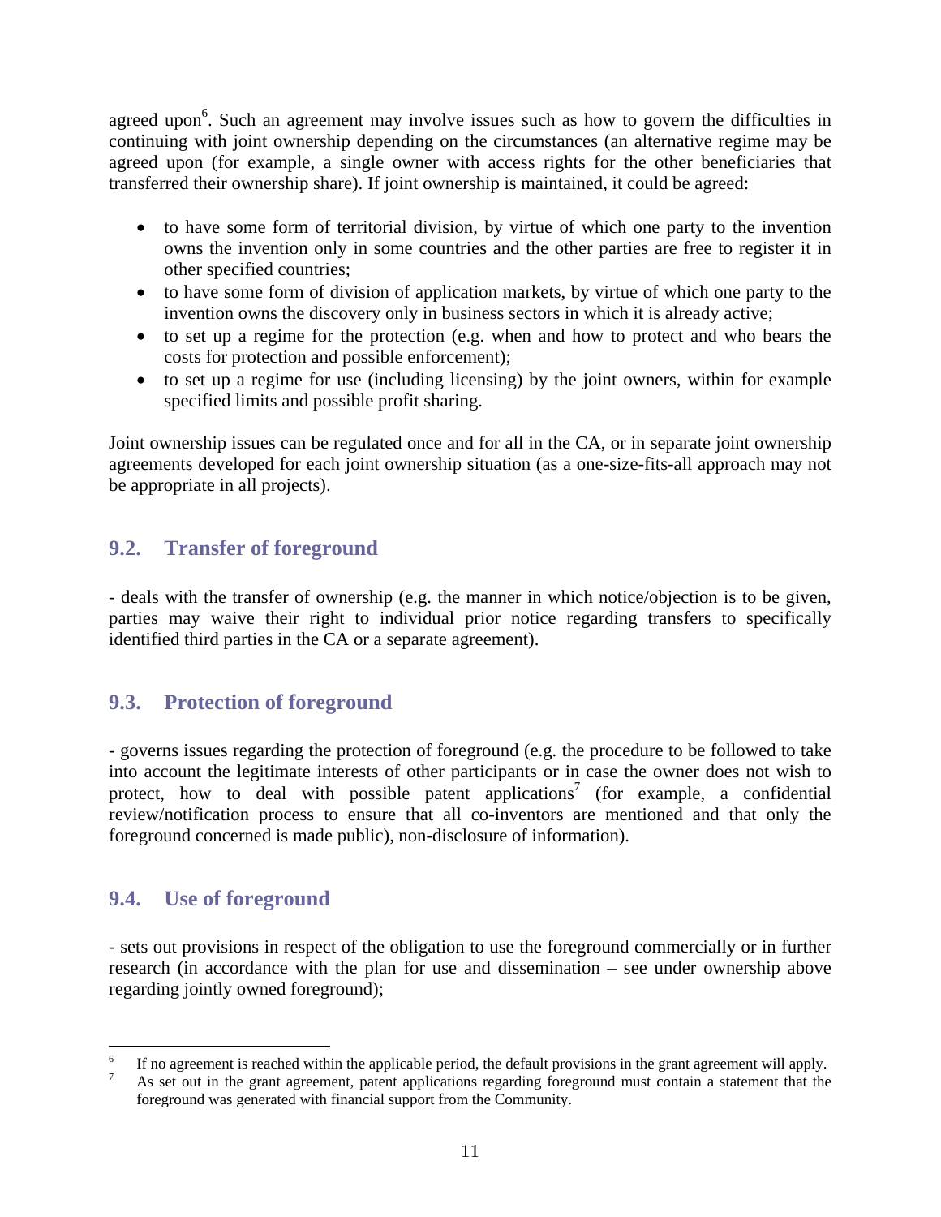agreed upon[6]. Such an agreement may involve issues such as how to govern the difficulties in continuing with joint ownership depending on the circumstances (an alternative regime may be agreed upon (for example, a single owner with access rights for the other beneficiaries that transferred their ownership share). If joint ownership is maintained, it could be agreed:

- to have some form of territorial division, by virtue of which one party to the invention owns the invention only in some countries and the other parties are free to register it in other specified countries;
- to have some form of division of application markets, by virtue of which one party to the invention owns the discovery only in business sectors in which it is already active;
- to set up a regime for the protection (e.g. when and how to protect and who bears the costs for protection and possible enforcement);
- to set up a regime for use (including licensing) by the joint owners, within for example specified limits and possible profit sharing.

Joint ownership issues can be regulated once and for all in the CA, or in separate joint ownership agreements developed for each joint ownership situation (as a one-size-fits-all approach may not be appropriate in all projects).

## 9.2. Transfer of foreground

- deals with the transfer of ownership (e.g. the manner in which notice/objection is to be given, parties may waive their right to individual prior notice regarding transfers to specifically identified third parties in the CA or a separate agreement).

## 9.3. Protection of foreground

- governs issues regarding the protection of foreground (e.g. the procedure to be followed to take into account the legitimate interests of other participants or in case the owner does not wish to protect, how to deal with possible patent applications[7] (for example, a confidential review/notification process to ensure that all co-inventors are mentioned and that only the foreground concerned is made public), non-disclosure of information).

## 9.4. Use of foreground

- sets out provisions in respect of the obligation to use the foreground commercially or in further research (in accordance with the plan for use and dissemination – see under ownership above regarding jointly owned foreground);

---

[6] If no agreement is reached within the applicable period, the default provisions in the grant agreement will apply.

[7] As set out in the grant agreement, patent applications regarding foreground must contain a statement that the foreground was generated with financial support from the Community.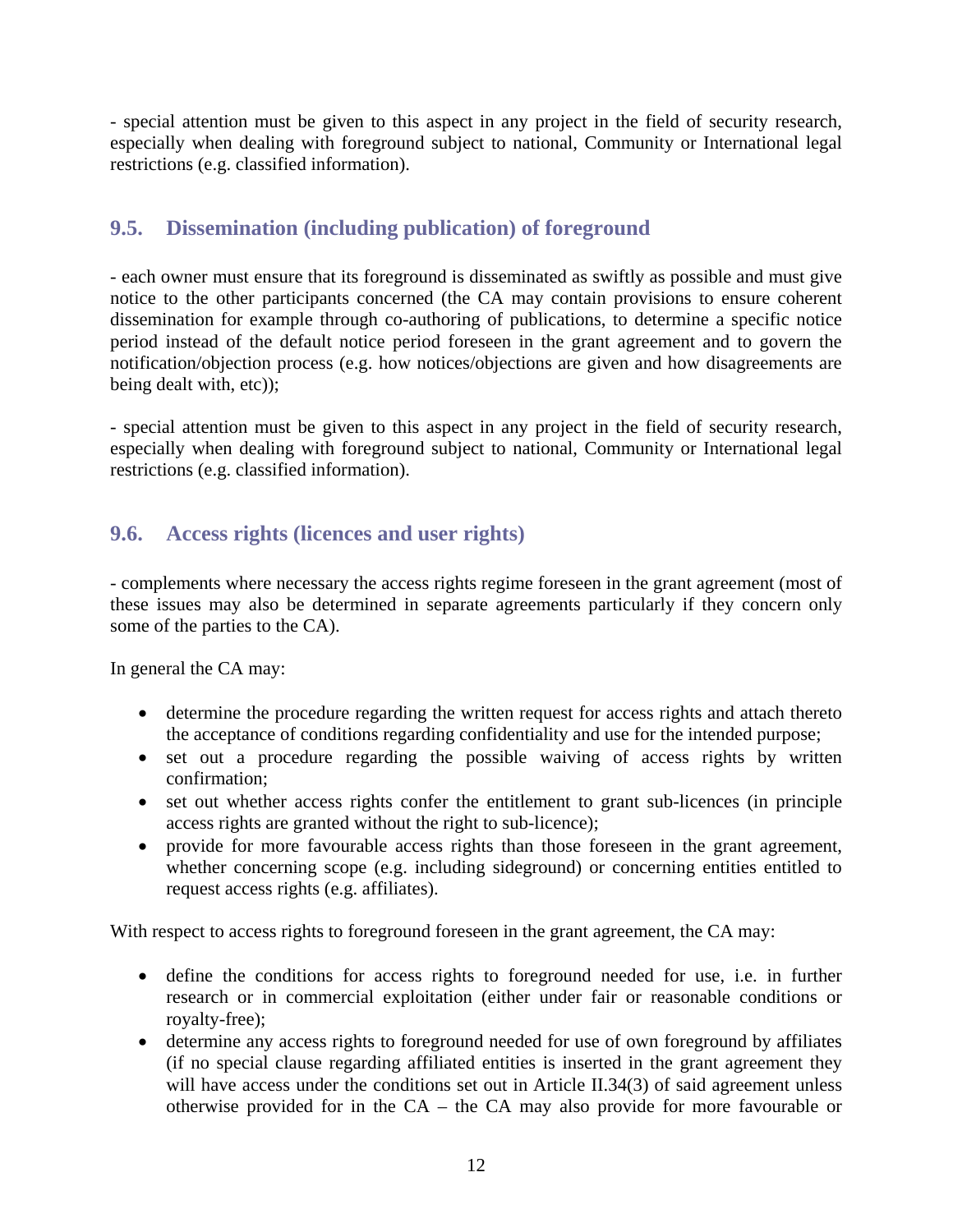- special attention must be given to this aspect in any project in the field of security research, especially when dealing with foreground subject to national, Community or International legal restrictions (e.g. classified information).

## 9.5. Dissemination (including publication) of foreground

- each owner must ensure that its foreground is disseminated as swiftly as possible and must give notice to the other participants concerned (the CA may contain provisions to ensure coherent dissemination for example through co-authoring of publications, to determine a specific notice period instead of the default notice period foreseen in the grant agreement and to govern the notification/objection process (e.g. how notices/objections are given and how disagreements are being dealt with, etc));

- special attention must be given to this aspect in any project in the field of security research, especially when dealing with foreground subject to national, Community or International legal restrictions (e.g. classified information).

## 9.6. Access rights (licences and user rights)

- complements where necessary the access rights regime foreseen in the grant agreement (most of these issues may also be determined in separate agreements particularly if they concern only some of the parties to the CA).

In general the CA may:

- determine the procedure regarding the written request for access rights and attach thereto the acceptance of conditions regarding confidentiality and use for the intended purpose;
- set out a procedure regarding the possible waiving of access rights by written confirmation;
- set out whether access rights confer the entitlement to grant sub-licences (in principle access rights are granted without the right to sub-licence);
- provide for more favourable access rights than those foreseen in the grant agreement, whether concerning scope (e.g. including sideground) or concerning entities entitled to request access rights (e.g. affiliates).

With respect to access rights to foreground foreseen in the grant agreement, the CA may:

- define the conditions for access rights to foreground needed for use, i.e. in further research or in commercial exploitation (either under fair or reasonable conditions or royalty-free);
- determine any access rights to foreground needed for use of own foreground by affiliates (if no special clause regarding affiliated entities is inserted in the grant agreement they will have access under the conditions set out in Article II.34(3) of said agreement unless otherwise provided for in the CA – the CA may also provide for more favourable or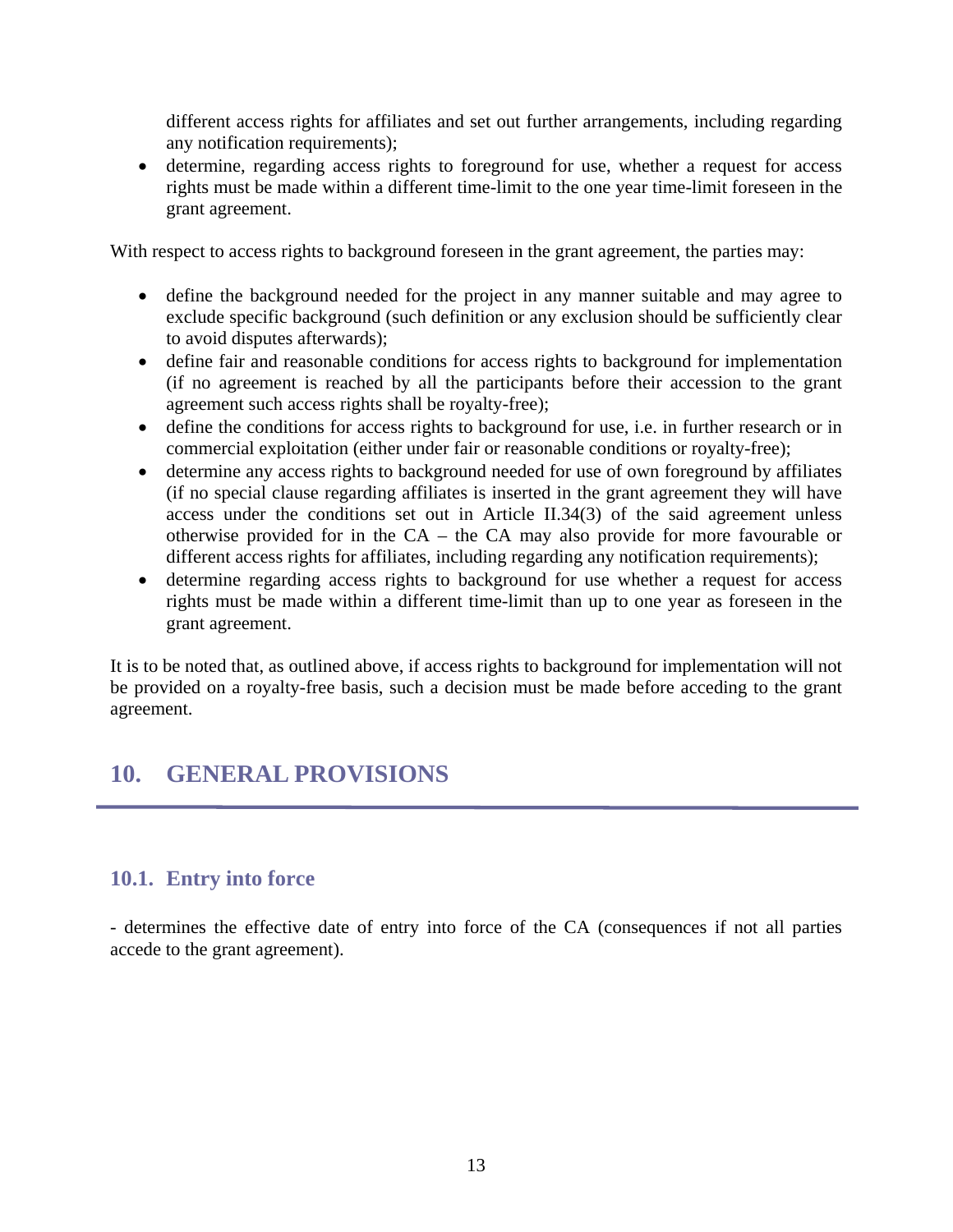different access rights for affiliates and set out further arrangements, including regarding any notification requirements);
- determine, regarding access rights to foreground for use, whether a request for access rights must be made within a different time-limit to the one year time-limit foreseen in the grant agreement.

With respect to access rights to background foreseen in the grant agreement, the parties may:

- define the background needed for the project in any manner suitable and may agree to exclude specific background (such definition or any exclusion should be sufficiently clear to avoid disputes afterwards);
- define fair and reasonable conditions for access rights to background for implementation (if no agreement is reached by all the participants before their accession to the grant agreement such access rights shall be royalty-free);
- define the conditions for access rights to background for use, i.e. in further research or in commercial exploitation (either under fair or reasonable conditions or royalty-free);
- determine any access rights to background needed for use of own foreground by affiliates (if no special clause regarding affiliates is inserted in the grant agreement they will have access under the conditions set out in Article II.34(3) of the said agreement unless otherwise provided for in the CA – the CA may also provide for more favourable or different access rights for affiliates, including regarding any notification requirements);
- determine regarding access rights to background for use whether a request for access rights must be made within a different time-limit than up to one year as foreseen in the grant agreement.

It is to be noted that, as outlined above, if access rights to background for implementation will not be provided on a royalty-free basis, such a decision must be made before acceding to the grant agreement.

# 10. GENERAL PROVISIONS

## 10.1. Entry into force

- determines the effective date of entry into force of the CA (consequences if not all parties accede to the grant agreement).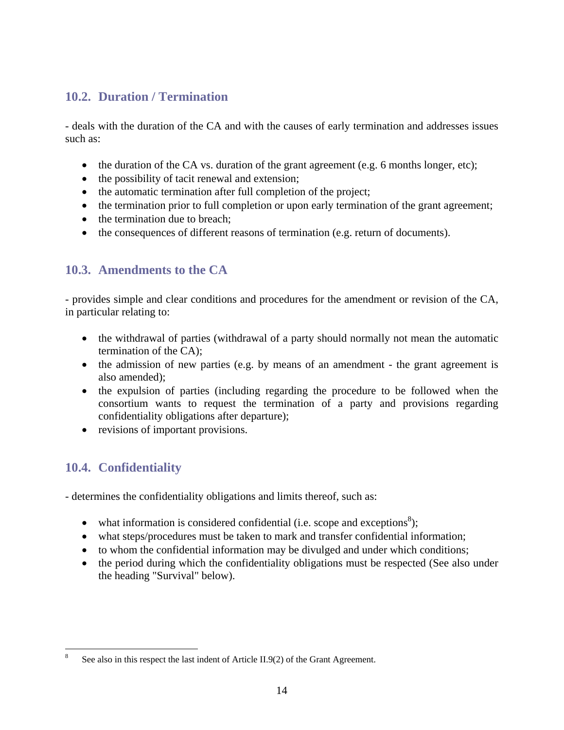## 10.2. Duration / Termination

- deals with the duration of the CA and with the causes of early termination and addresses issues such as:

- the duration of the CA vs. duration of the grant agreement (e.g. 6 months longer, etc);
- the possibility of tacit renewal and extension;
- the automatic termination after full completion of the project;
- the termination prior to full completion or upon early termination of the grant agreement;
- the termination due to breach;
- the consequences of different reasons of termination (e.g. return of documents).

## 10.3. Amendments to the CA

- provides simple and clear conditions and procedures for the amendment or revision of the CA, in particular relating to:

- the withdrawal of parties (withdrawal of a party should normally not mean the automatic termination of the CA);
- the admission of new parties (e.g. by means of an amendment - the grant agreement is also amended);
- the expulsion of parties (including regarding the procedure to be followed when the consortium wants to request the termination of a party and provisions regarding confidentiality obligations after departure);
- revisions of important provisions.

## 10.4. Confidentiality

- determines the confidentiality obligations and limits thereof, such as:

- what information is considered confidential (i.e. scope and exceptions[8]);
- what steps/procedures must be taken to mark and transfer confidential information;
- to whom the confidential information may be divulged and under which conditions;
- the period during which the confidentiality obligations must be respected (See also under the heading "Survival" below).

---

[8] See also in this respect the last indent of Article II.9(2) of the Grant Agreement.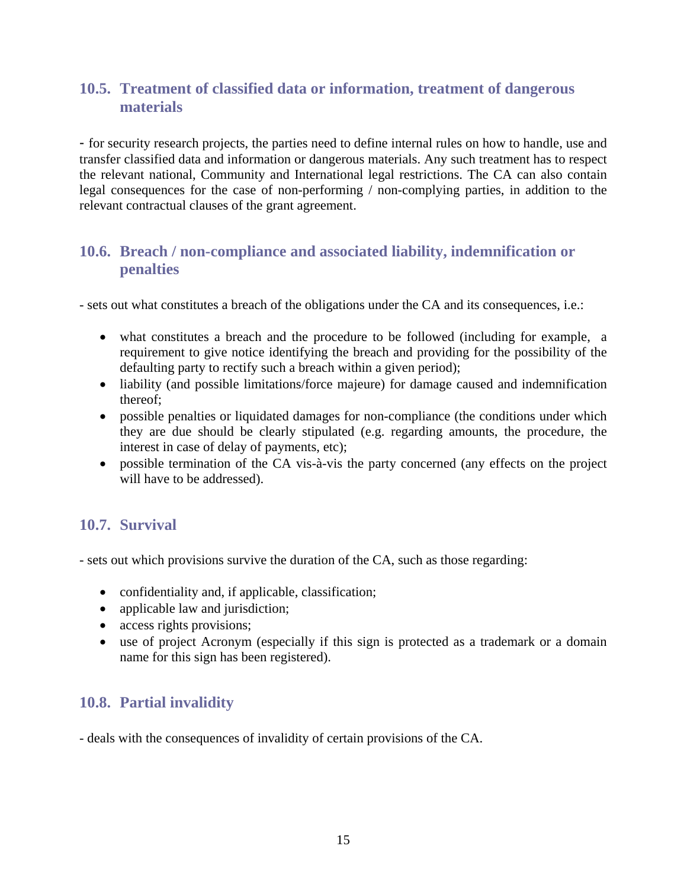### 10.5. Treatment of classified data or information, treatment of dangerous materials

- for security research projects, the parties need to define internal rules on how to handle, use and transfer classified data and information or dangerous materials. Any such treatment has to respect the relevant national, Community and International legal restrictions. The CA can also contain legal consequences for the case of non-performing / non-complying parties, in addition to the relevant contractual clauses of the grant agreement.

### 10.6. Breach / non-compliance and associated liability, indemnification or penalties

- sets out what constitutes a breach of the obligations under the CA and its consequences, i.e.:

- what constitutes a breach and the procedure to be followed (including for example, a requirement to give notice identifying the breach and providing for the possibility of the defaulting party to rectify such a breach within a given period);
- liability (and possible limitations/force majeure) for damage caused and indemnification thereof;
- possible penalties or liquidated damages for non-compliance (the conditions under which they are due should be clearly stipulated (e.g. regarding amounts, the procedure, the interest in case of delay of payments, etc);
- possible termination of the CA vis-à-vis the party concerned (any effects on the project will have to be addressed).

### 10.7. Survival

- sets out which provisions survive the duration of the CA, such as those regarding:

- confidentiality and, if applicable, classification;
- applicable law and jurisdiction;
- access rights provisions;
- use of project Acronym (especially if this sign is protected as a trademark or a domain name for this sign has been registered).

### 10.8. Partial invalidity

- deals with the consequences of invalidity of certain provisions of the CA.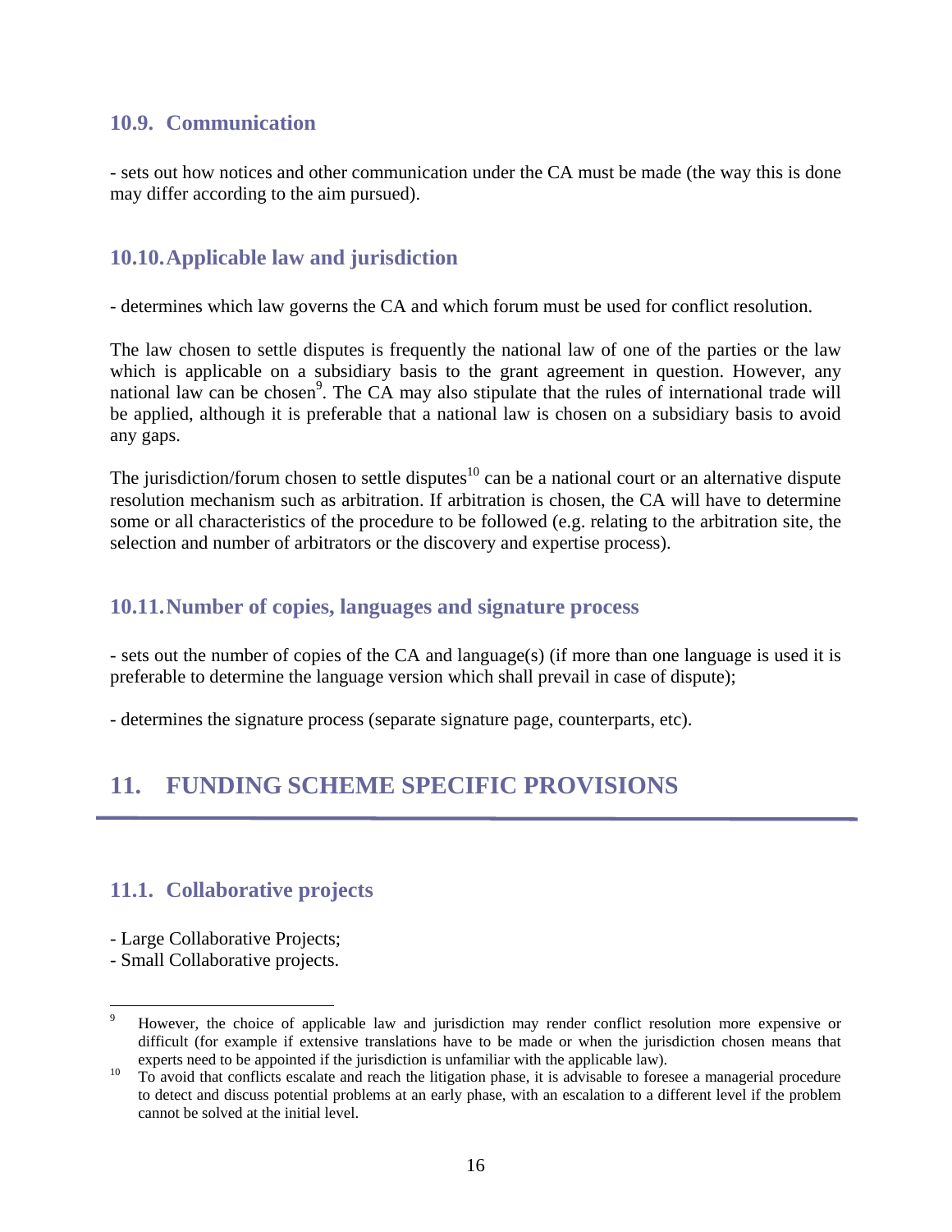### 10.9. Communication

- sets out how notices and other communication under the CA must be made (the way this is done may differ according to the aim pursued).

### 10.10. Applicable law and jurisdiction

- determines which law governs the CA and which forum must be used for conflict resolution.

The law chosen to settle disputes is frequently the national law of one of the parties or the law which is applicable on a subsidiary basis to the grant agreement in question. However, any national law can be chosen[9]. The CA may also stipulate that the rules of international trade will be applied, although it is preferable that a national law is chosen on a subsidiary basis to avoid any gaps.

The jurisdiction/forum chosen to settle disputes[10] can be a national court or an alternative dispute resolution mechanism such as arbitration. If arbitration is chosen, the CA will have to determine some or all characteristics of the procedure to be followed (e.g. relating to the arbitration site, the selection and number of arbitrators or the discovery and expertise process).

### 10.11. Number of copies, languages and signature process

- sets out the number of copies of the CA and language(s) (if more than one language is used it is preferable to determine the language version which shall prevail in case of dispute);

- determines the signature process (separate signature page, counterparts, etc).

## 11. FUNDING SCHEME SPECIFIC PROVISIONS

### 11.1. Collaborative projects

- Large Collaborative Projects;
- Small Collaborative projects.

---

[9] However, the choice of applicable law and jurisdiction may render conflict resolution more expensive or difficult (for example if extensive translations have to be made or when the jurisdiction chosen means that experts need to be appointed if the jurisdiction is unfamiliar with the applicable law).

[10] To avoid that conflicts escalate and reach the litigation phase, it is advisable to foresee a managerial procedure to detect and discuss potential problems at an early phase, with an escalation to a different level if the problem cannot be solved at the initial level.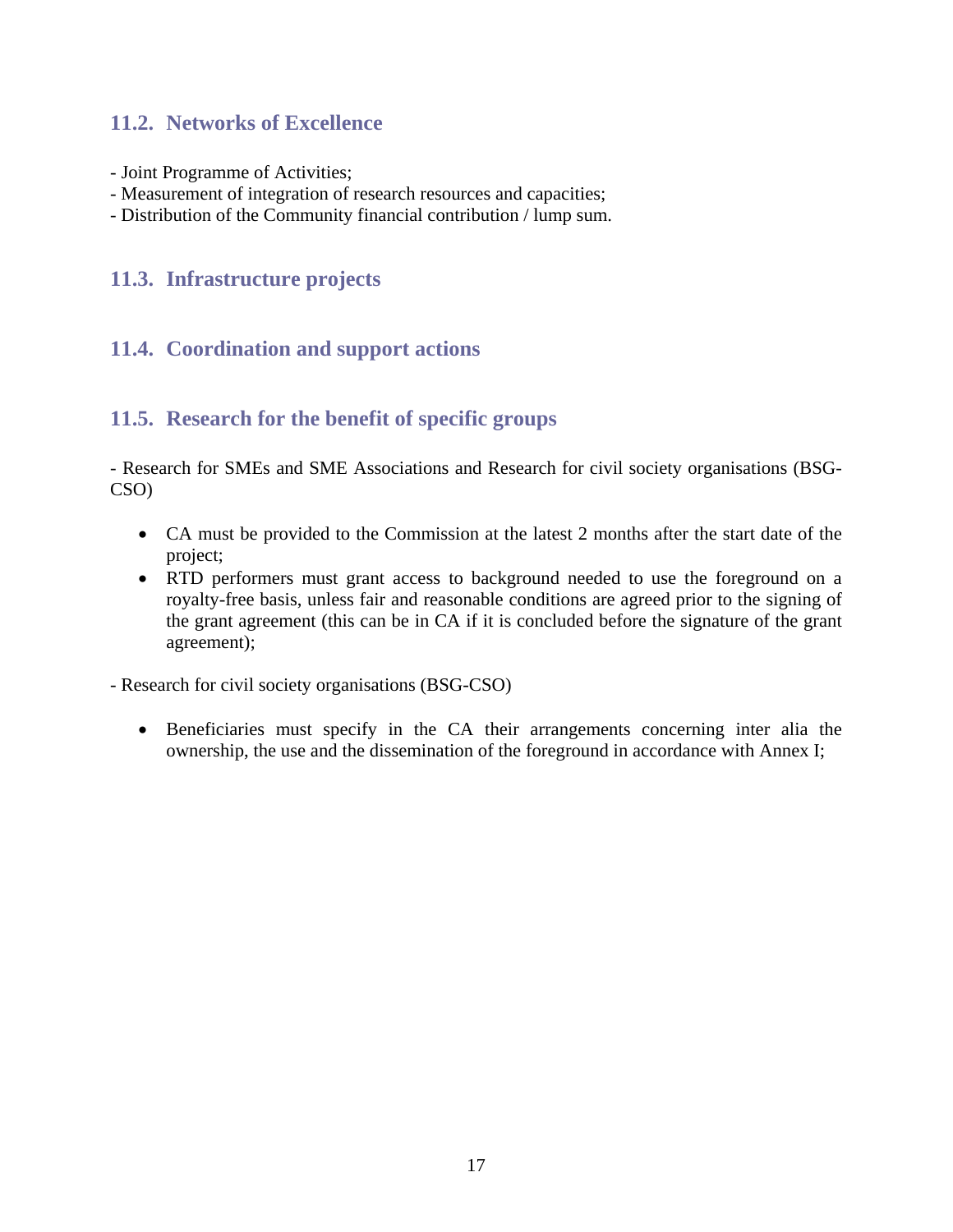## 11.2. Networks of Excellence

- Joint Programme of Activities;
- Measurement of integration of research resources and capacities;
- Distribution of the Community financial contribution / lump sum.

## 11.3. Infrastructure projects

## 11.4. Coordination and support actions

## 11.5. Research for the benefit of specific groups

- Research for SMEs and SME Associations and Research for civil society organisations (BSG-CSO)

  - CA must be provided to the Commission at the latest 2 months after the start date of the project;
  - RTD performers must grant access to background needed to use the foreground on a royalty-free basis, unless fair and reasonable conditions are agreed prior to the signing of the grant agreement (this can be in CA if it is concluded before the signature of the grant agreement);

- Research for civil society organisations (BSG-CSO)

  - Beneficiaries must specify in the CA their arrangements concerning inter alia the ownership, the use and the dissemination of the foreground in accordance with Annex I;